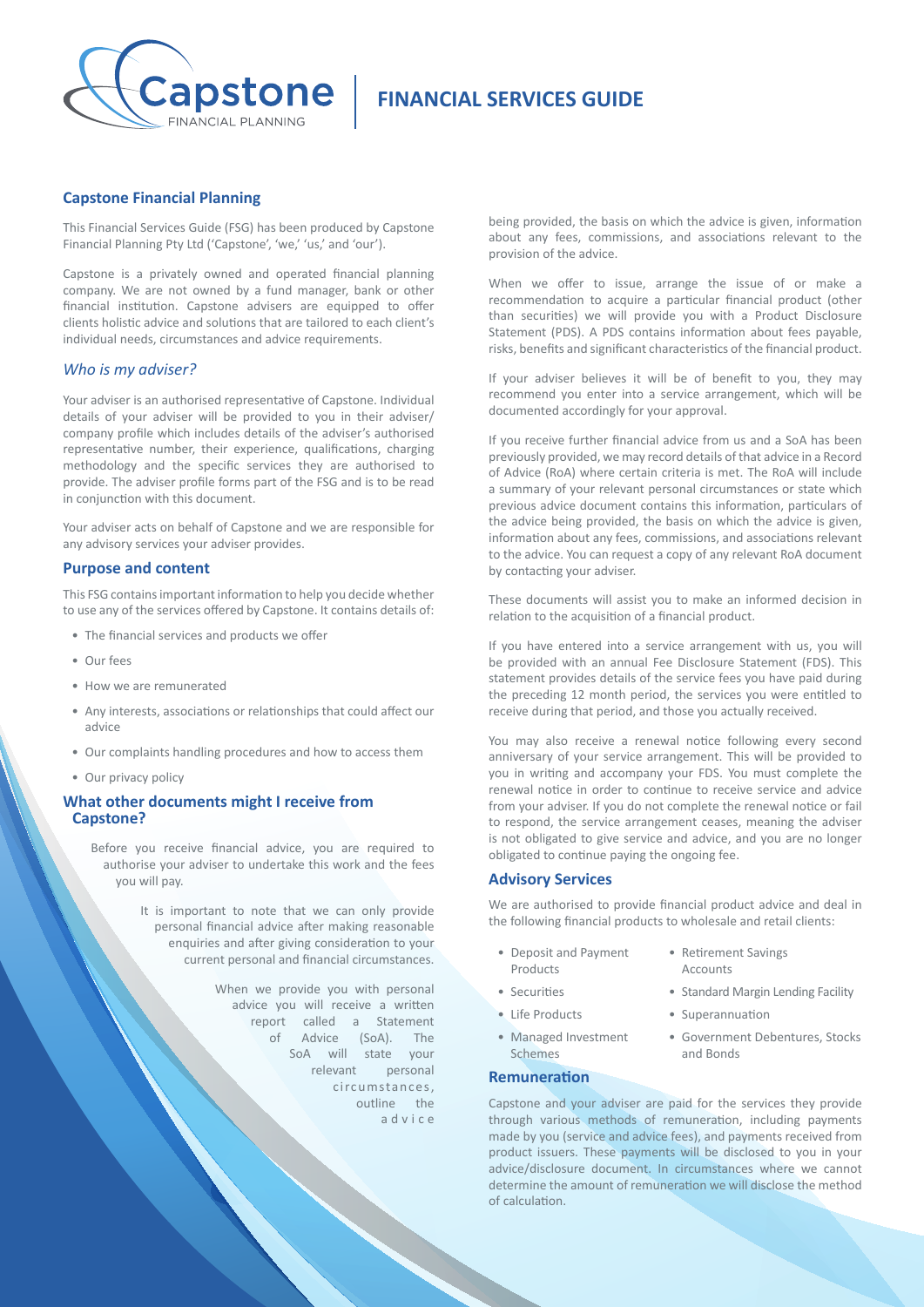# FINANCIAL SERVICES GUIDE

## Capstone Financial Planning

This Financial Services Guide (FSG) has been produced by Capstone Financial Planning Pty Ltd ('Capstone', 'we,' 'us,' and 'our').

Capstone is a privately owned and operated financial planning company. We are not owned by a fund manager, bank or other financial institution. Capstone advisers are equipped to offer clients holistic advice and solutions that are tailored to each client's individual needs, circumstances and advice requirements.

### *Who is my adviser?*

Your adviser is an authorised representative of Capstone. Individual details of your adviser will be provided to you in their adviser/company profile which includes details of the adviser's authorised representative number, their experience, qualifications, charging methodology and the specific services they are authorised to provide. The adviser profile forms part of the FSG and is to be read in conjunction with this document.

Your adviser acts on behalf of Capstone and we are responsible for any advisory services your adviser provides.

## Purpose and content

This FSG contains important information to help you decide whether to use any of the services offered by Capstone. It contains details of:

- The financial services and products we offer
- Our fees
- How we are remunerated
- Any interests, associations or relationships that could affect our advice
- Our complaints handling procedures and how to access them
- Our privacy policy

## What other documents might I receive from Capstone?

Before you receive financial advice, you are required to authorise your adviser to undertake this work and the fees you will pay.

It is important to note that we can only provide personal financial advice after making reasonable enquiries and after giving consideration to your current personal and financial circumstances.

When we provide you with personal advice you will receive a written report called a Statement of Advice (SoA). The SoA will state your relevant personal circumstances, outline the advice being provided, the basis on which the advice is given, information about any fees, commissions, and associations relevant to the provision of the advice.

When we offer to issue, arrange the issue of or make a recommendation to acquire a particular financial product (other than securities) we will provide you with a Product Disclosure Statement (PDS). A PDS contains information about fees payable, risks, benefits and significant characteristics of the financial product.

If your adviser believes it will be of benefit to you, they may recommend you enter into a service arrangement, which will be documented accordingly for your approval.

If you receive further financial advice from us and a SoA has been previously provided, we may record details of that advice in a Record of Advice (RoA) where certain criteria is met. The RoA will include a summary of your relevant personal circumstances or state which previous advice document contains this information, particulars of the advice being provided, the basis on which the advice is given, information about any fees, commissions, and associations relevant to the advice. You can request a copy of any relevant RoA document by contacting your adviser.

These documents will assist you to make an informed decision in relation to the acquisition of a financial product.

If you have entered into a service arrangement with us, you will be provided with an annual Fee Disclosure Statement (FDS). This statement provides details of the service fees you have paid during the preceding 12 month period, the services you were entitled to receive during that period, and those you actually received.

You may also receive a renewal notice following every second anniversary of your service arrangement. This will be provided to you in writing and accompany your FDS. You must complete the renewal notice in order to continue to receive service and advice from your adviser. If you do not complete the renewal notice or fail to respond, the service arrangement ceases, meaning the adviser is not obligated to give service and advice, and you are no longer obligated to continue paying the ongoing fee.

## Advisory Services

We are authorised to provide financial product advice and deal in the following financial products to wholesale and retail clients:

- Deposit and Payment Products
- Securities
- Life Products
- Managed Investment Schemes
- Retirement Savings Accounts
- Standard Margin Lending Facility
- Superannuation
- Government Debentures, Stocks and Bonds

## Remuneration

Capstone and your adviser are paid for the services they provide through various methods of remuneration, including payments made by you (service and advice fees), and payments received from product issuers. These payments will be disclosed to you in your advice/disclosure document. In circumstances where we cannot determine the amount of remuneration we will disclose the method of calculation.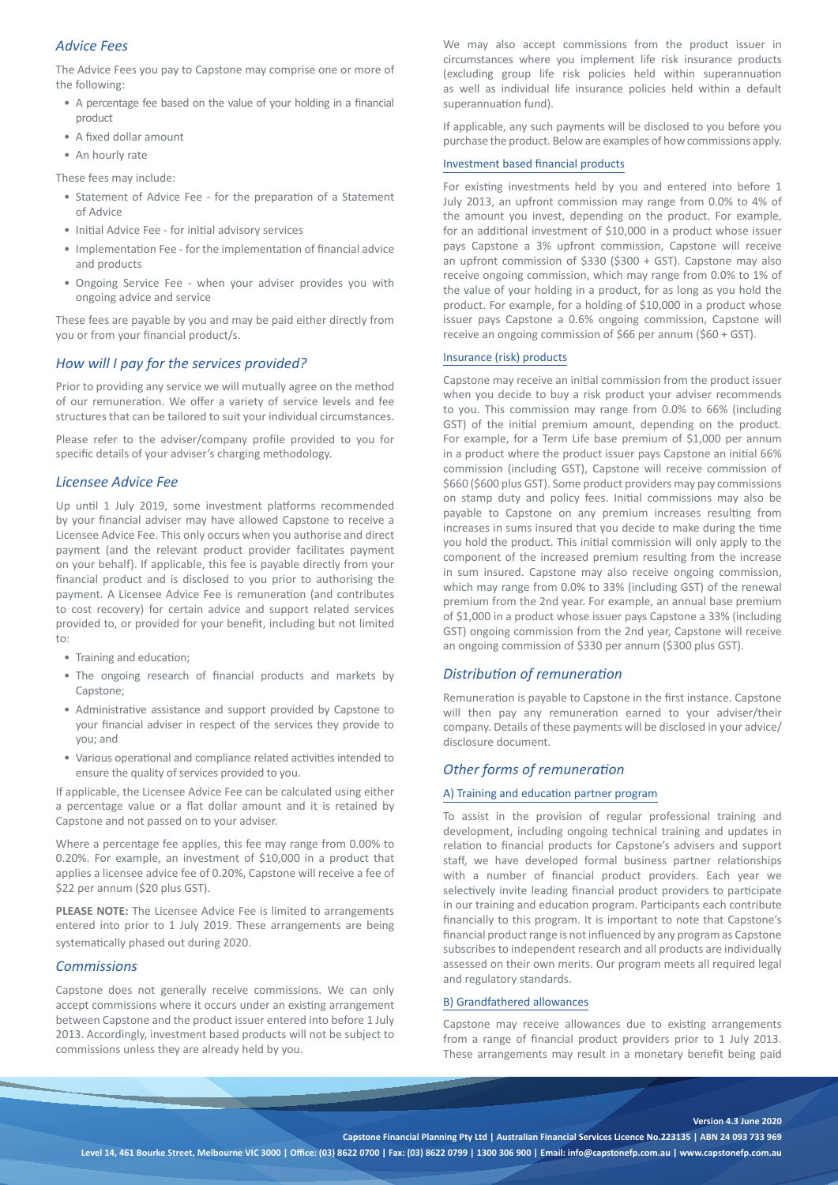## *Advice Fees*

The Advice Fees you pay to Capstone may comprise one or more of the following:

- A percentage fee based on the value of your holding in a financial product
- A fixed dollar amount
- An hourly rate

These fees may include:

- Statement of Advice Fee - for the preparation of a Statement of Advice
- Initial Advice Fee - for initial advisory services
- Implementation Fee - for the implementation of financial advice and products
- Ongoing Service Fee - when your adviser provides you with ongoing advice and service

These fees are payable by you and may be paid either directly from you or from your financial product/s.

## *How will I pay for the services provided?*

Prior to providing any service we will mutually agree on the method of our remuneration. We offer a variety of service levels and fee structures that can be tailored to suit your individual circumstances.

Please refer to the adviser/company profile provided to you for specific details of your adviser's charging methodology.

## *Licensee Advice Fee*

Up until 1 July 2019, some investment platforms recommended by your financial adviser may have allowed Capstone to receive a Licensee Advice Fee. This only occurs when you authorise and direct payment (and the relevant product provider facilitates payment on your behalf). If applicable, this fee is payable directly from your financial product and is disclosed to you prior to authorising the payment. A Licensee Advice Fee is remuneration (and contributes to cost recovery) for certain advice and support related services provided to, or provided for your benefit, including but not limited to:

- Training and education;
- The ongoing research of financial products and markets by Capstone;
- Administrative assistance and support provided by Capstone to your financial adviser in respect of the services they provide to you; and
- Various operational and compliance related activities intended to ensure the quality of services provided to you.

If applicable, the Licensee Advice Fee can be calculated using either a percentage value or a flat dollar amount and it is retained by Capstone and not passed on to your adviser.

Where a percentage fee applies, this fee may range from 0.00% to 0.20%. For example, an investment of $10,000 in a product that applies a licensee advice fee of 0.20%, Capstone will receive a fee of $22 per annum ($20 plus GST).

**PLEASE NOTE:** The Licensee Advice Fee is limited to arrangements entered into prior to 1 July 2019. These arrangements are being systematically phased out during 2020.

## *Commissions*

Capstone does not generally receive commissions. We can only accept commissions where it occurs under an existing arrangement between Capstone and the product issuer entered into before 1 July 2013. Accordingly, investment based products will not be subject to commissions unless they are already held by you.

We may also accept commissions from the product issuer in circumstances where you implement life risk insurance products (excluding group life risk policies held within superannuation as well as individual life insurance policies held within a default superannuation fund).

If applicable, any such payments will be disclosed to you before you purchase the product. Below are examples of how commissions apply.

### Investment based financial products

For existing investments held by you and entered into before 1 July 2013, an upfront commission may range from 0.0% to 4% of the amount you invest, depending on the product. For example, for an additional investment of $10,000 in a product whose issuer pays Capstone a 3% upfront commission, Capstone will receive an upfront commission of $330 ($300 + GST). Capstone may also receive ongoing commission, which may range from 0.0% to 1% of the value of your holding in a product, for as long as you hold the product. For example, for a holding of $10,000 in a product whose issuer pays Capstone a 0.6% ongoing commission, Capstone will receive an ongoing commission of $66 per annum ($60 + GST).

### Insurance (risk) products

Capstone may receive an initial commission from the product issuer when you decide to buy a risk product your adviser recommends to you. This commission may range from 0.0% to 66% (including GST) of the initial premium amount, depending on the product. For example, for a Term Life base premium of $1,000 per annum in a product where the product issuer pays Capstone an initial 66% commission (including GST), Capstone will receive commission of $660 ($600 plus GST). Some product providers may pay commissions on stamp duty and policy fees. Initial commissions may also be payable to Capstone on any premium increases resulting from increases in sums insured that you decide to make during the time you hold the product. This initial commission will only apply to the component of the increased premium resulting from the increase in sum insured. Capstone may also receive ongoing commission, which may range from 0.0% to 33% (including GST) of the renewal premium from the 2nd year. For example, an annual base premium of $1,000 in a product whose issuer pays Capstone a 33% (including GST) ongoing commission from the 2nd year, Capstone will receive an ongoing commission of $330 per annum ($300 plus GST).

## *Distribution of remuneration*

Remuneration is payable to Capstone in the first instance. Capstone will then pay any remuneration earned to your adviser/their company. Details of these payments will be disclosed in your advice/disclosure document.

## *Other forms of remuneration*

### A) Training and education partner program

To assist in the provision of regular professional training and development, including ongoing technical training and updates in relation to financial products for Capstone's advisers and support staff, we have developed formal business partner relationships with a number of financial product providers. Each year we selectively invite leading financial product providers to participate in our training and education program. Participants each contribute financially to this program. It is important to note that Capstone's financial product range is not influenced by any program as Capstone subscribes to independent research and all products are individually assessed on their own merits. Our program meets all required legal and regulatory standards.

### B) Grandfathered allowances

Capstone may receive allowances due to existing arrangements from a range of financial product providers prior to 1 July 2013. These arrangements may result in a monetary benefit being paid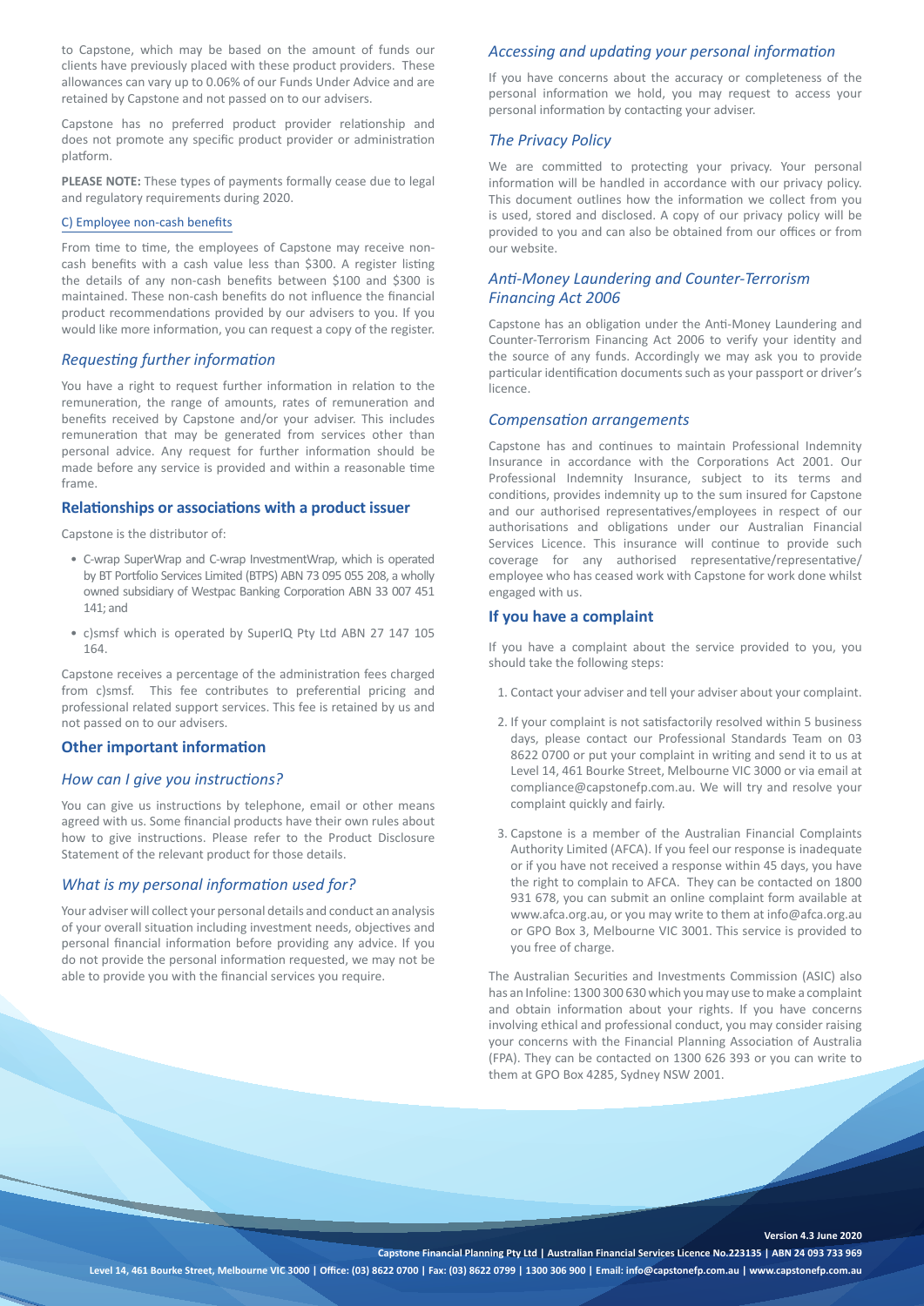to Capstone, which may be based on the amount of funds our clients have previously placed with these product providers. These allowances can vary up to 0.06% of our Funds Under Advice and are retained by Capstone and not passed on to our advisers.

Capstone has no preferred product provider relationship and does not promote any specific product provider or administration platform.

**PLEASE NOTE:** These types of payments formally cease due to legal and regulatory requirements during 2020.

#### C) Employee non-cash benefits

From time to time, the employees of Capstone may receive non-cash benefits with a cash value less than $300. A register listing the details of any non-cash benefits between $100 and $300 is maintained. These non-cash benefits do not influence the financial product recommendations provided by our advisers to you. If you would like more information, you can request a copy of the register.

### *Requesting further information*

You have a right to request further information in relation to the remuneration, the range of amounts, rates of remuneration and benefits received by Capstone and/or your adviser. This includes remuneration that may be generated from services other than personal advice. Any request for further information should be made before any service is provided and within a reasonable time frame.

## Relationships or associations with a product issuer

Capstone is the distributor of:

- C-wrap SuperWrap and C-wrap InvestmentWrap, which is operated by BT Portfolio Services Limited (BTPS) ABN 73 095 055 208, a wholly owned subsidiary of Westpac Banking Corporation ABN 33 007 451 141; and
- c)smsf which is operated by SuperIQ Pty Ltd ABN 27 147 105 164.

Capstone receives a percentage of the administration fees charged from c)smsf. This fee contributes to preferential pricing and professional related support services. This fee is retained by us and not passed on to our advisers.

## Other important information

### *How can I give you instructions?*

You can give us instructions by telephone, email or other means agreed with us. Some financial products have their own rules about how to give instructions. Please refer to the Product Disclosure Statement of the relevant product for those details.

### *What is my personal information used for?*

Your adviser will collect your personal details and conduct an analysis of your overall situation including investment needs, objectives and personal financial information before providing any advice. If you do not provide the personal information requested, we may not be able to provide you with the financial services you require.

### *Accessing and updating your personal information*

If you have concerns about the accuracy or completeness of the personal information we hold, you may request to access your personal information by contacting your adviser.

### *The Privacy Policy*

We are committed to protecting your privacy. Your personal information will be handled in accordance with our privacy policy. This document outlines how the information we collect from you is used, stored and disclosed. A copy of our privacy policy will be provided to you and can also be obtained from our offices or from our website.

### *Anti-Money Laundering and Counter-Terrorism Financing Act 2006*

Capstone has an obligation under the Anti-Money Laundering and Counter-Terrorism Financing Act 2006 to verify your identity and the source of any funds. Accordingly we may ask you to provide particular identification documents such as your passport or driver's licence.

### *Compensation arrangements*

Capstone has and continues to maintain Professional Indemnity Insurance in accordance with the Corporations Act 2001. Our Professional Indemnity Insurance, subject to its terms and conditions, provides indemnity up to the sum insured for Capstone and our authorised representatives/employees in respect of our authorisations and obligations under our Australian Financial Services Licence. This insurance will continue to provide such coverage for any authorised representative/representative/employee who has ceased work with Capstone for work done whilst engaged with us.

## If you have a complaint

If you have a complaint about the service provided to you, you should take the following steps:

1. Contact your adviser and tell your adviser about your complaint.
2. If your complaint is not satisfactorily resolved within 5 business days, please contact our Professional Standards Team on 03 8622 0700 or put your complaint in writing and send it to us at Level 14, 461 Bourke Street, Melbourne VIC 3000 or via email at compliance@capstonefp.com.au. We will try and resolve your complaint quickly and fairly.
3. Capstone is a member of the Australian Financial Complaints Authority Limited (AFCA). If you feel our response is inadequate or if you have not received a response within 45 days, you have the right to complain to AFCA. They can be contacted on 1800 931 678, you can submit an online complaint form available at www.afca.org.au, or you may write to them at info@afca.org.au or GPO Box 3, Melbourne VIC 3001. This service is provided to you free of charge.

The Australian Securities and Investments Commission (ASIC) also has an Infoline: 1300 300 630 which you may use to make a complaint and obtain information about your rights. If you have concerns involving ethical and professional conduct, you may consider raising your concerns with the Financial Planning Association of Australia (FPA). They can be contacted on 1300 626 393 or you can write to them at GPO Box 4285, Sydney NSW 2001.

**Version 4.3 June 2020**

**Capstone Financial Planning Pty Ltd | Australian Financial Services Licence No.223135 | ABN 24 093 733 969**

**Level 14, 461 Bourke Street, Melbourne VIC 3000 | Office: (03) 8622 0700 | Fax: (03) 8622 0799 | 1300 306 900 | Email: info@capstonefp.com.au | www.capstonefp.com.au**